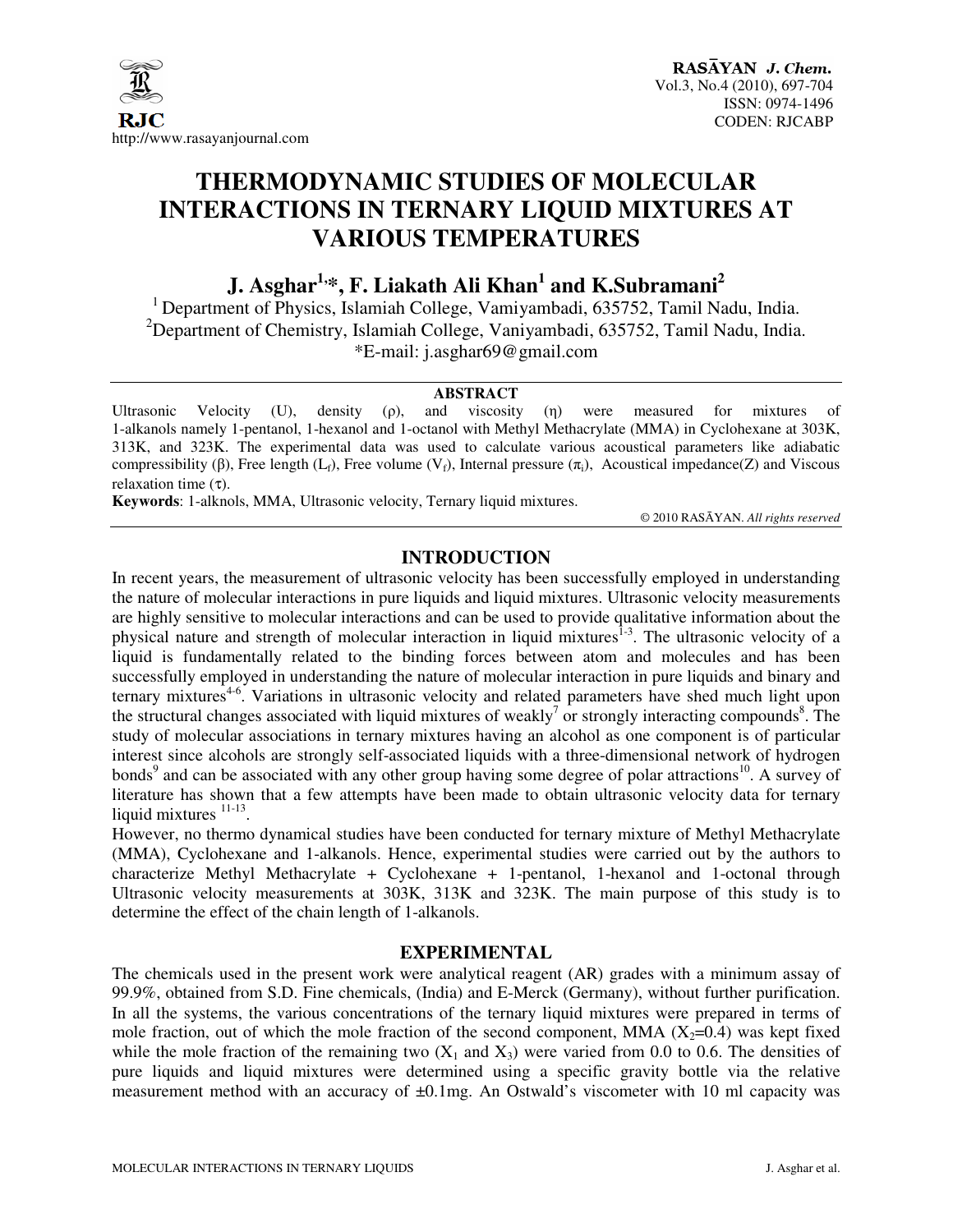# THERMODYNAMIC STUDIES OF MOLECULAR INTERACTIONS IN TERNARY LIQUID MIXTURES AT VARIOUS TEMPERATURES

**J. Asghar[1,*], F. Liakath Ali Khan[1] and K.Subramani[2]**

[1] Department of Physics, Islamiah College, Vamiyambadi, 635752, Tamil Nadu, India.
[2]Department of Chemistry, Islamiah College, Vaniyambadi, 635752, Tamil Nadu, India.
*E-mail: j.asghar69@gmail.com

## ABSTRACT

Ultrasonic Velocity (U), density (ρ), and viscosity (η) were measured for mixtures of 1-alkanols namely 1-pentanol, 1-hexanol and 1-octanol with Methyl Methacrylate (MMA) in Cyclohexane at 303K, 313K, and 323K. The experimental data was used to calculate various acoustical parameters like adiabatic compressibility (β), Free length ($L_f$), Free volume ($V_f$), Internal pressure ($\pi_i$), Acoustical impedance(Z) and Viscous relaxation time (τ).

**Keywords**: 1-alknols, MMA, Ultrasonic velocity, Ternary liquid mixtures.

© 2010 RASĀYAN. *All rights reserved*

## INTRODUCTION

In recent years, the measurement of ultrasonic velocity has been successfully employed in understanding the nature of molecular interactions in pure liquids and liquid mixtures. Ultrasonic velocity measurements are highly sensitive to molecular interactions and can be used to provide qualitative information about the physical nature and strength of molecular interaction in liquid mixtures[1-3]. The ultrasonic velocity of a liquid is fundamentally related to the binding forces between atom and molecules and has been successfully employed in understanding the nature of molecular interaction in pure liquids and binary and ternary mixtures[4-6]. Variations in ultrasonic velocity and related parameters have shed much light upon the structural changes associated with liquid mixtures of weakly[7] or strongly interacting compounds[8]. The study of molecular associations in ternary mixtures having an alcohol as one component is of particular interest since alcohols are strongly self-associated liquids with a three-dimensional network of hydrogen bonds[9] and can be associated with any other group having some degree of polar attractions[10]. A survey of literature has shown that a few attempts have been made to obtain ultrasonic velocity data for ternary liquid mixtures [11-13].

However, no thermo dynamical studies have been conducted for ternary mixture of Methyl Methacrylate (MMA), Cyclohexane and 1-alkanols. Hence, experimental studies were carried out by the authors to characterize Methyl Methacrylate + Cyclohexane + 1-pentanol, 1-hexanol and 1-octonal through Ultrasonic velocity measurements at 303K, 313K and 323K. The main purpose of this study is to determine the effect of the chain length of 1-alkanols.

## EXPERIMENTAL

The chemicals used in the present work were analytical reagent (AR) grades with a minimum assay of 99.9%, obtained from S.D. Fine chemicals, (India) and E-Merck (Germany), without further purification. In all the systems, the various concentrations of the ternary liquid mixtures were prepared in terms of mole fraction, out of which the mole fraction of the second component, MMA ($X_2$=0.4) was kept fixed while the mole fraction of the remaining two ($X_1$ and $X_3$) were varied from 0.0 to 0.6. The densities of pure liquids and liquid mixtures were determined using a specific gravity bottle via the relative measurement method with an accuracy of ±0.1mg. An Ostwald's viscometer with 10 ml capacity was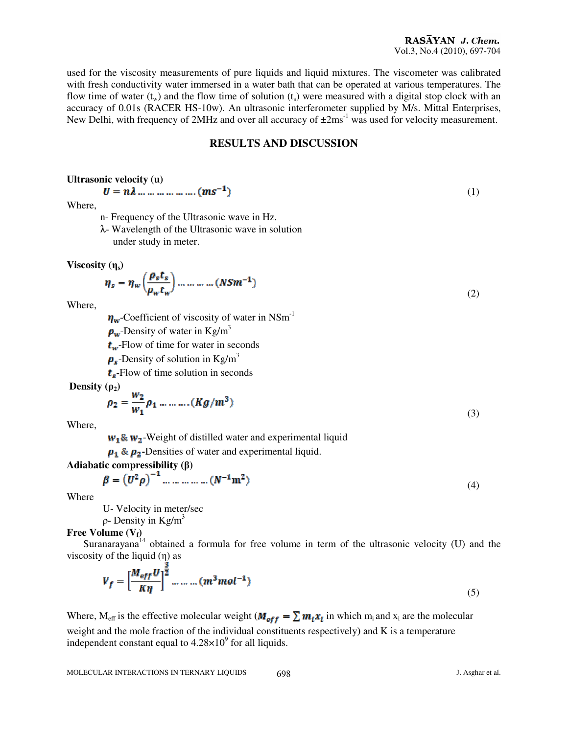used for the viscosity measurements of pure liquids and liquid mixtures. The viscometer was calibrated with fresh conductivity water immersed in a water bath that can be operated at various temperatures. The flow time of water ($t_w$) and the flow time of solution ($t_s$) were measured with a digital stop clock with an accuracy of 0.01s (RACER HS-10w). An ultrasonic interferometer supplied by M/s. Mittal Enterprises, New Delhi, with frequency of 2MHz and over all accuracy of ±2ms$^{-1}$ was used for velocity measurement.

## RESULTS AND DISCUSSION

**Ultrasonic velocity (u)**

$$U = n\lambda \ldots\ldots\ldots\ldots\ldots (ms^{-1}) \tag{1}$$

Where,

n- Frequency of the Ultrasonic wave in Hz.

λ- Wavelength of the Ultrasonic wave in solution under study in meter.

**Viscosity ($\eta_s$)**

$$\eta_s = \eta_w \left(\frac{\rho_s t_s}{\rho_w t_w}\right) \ldots\ldots\ldots\ldots (NSm^{-1}) \tag{2}$$

Where,

$\eta_w$-Coefficient of viscosity of water in NSm$^{-1}$

$\rho_w$-Density of water in Kg/m$^3$

$t_w$-Flow of time for water in seconds

$\rho_s$-Density of solution in Kg/m$^3$

$t_s$-Flow of time solution in seconds

**Density ($\rho_2$)**

$$\rho_2 = \frac{w_2}{w_1}\rho_1 \ldots\ldots\ldots (Kg/m^3) \tag{3}$$

Where,

$w_1$ & $w_2$-Weight of distilled water and experimental liquid

$\rho_1$ & $\rho_2$-Densities of water and experimental liquid.

**Adiabatic compressibility (β)**

$$\beta = \left(U^2\rho\right)^{-1} \ldots\ldots\ldots\ldots\ldots (N^{-1}m^2) \tag{4}$$

Where

U- Velocity in meter/sec

ρ- Density in Kg/m$^3$

**Free Volume ($V_f$)**

Suranarayana[14] obtained a formula for free volume in term of the ultrasonic velocity (U) and the viscosity of the liquid (η) as

$$V_f = \left[\frac{M_{eff} U}{K\eta}\right]^{\frac{3}{2}} \ldots\ldots\ldots (m^3 mol^{-1}) \tag{5}$$

Where, $M_{eff}$ is the effective molecular weight ($M_{eff} = \sum m_i x_i$ in which $m_i$ and $x_i$ are the molecular weight and the mole fraction of the individual constituents respectively) and K is a temperature independent constant equal to $4.28\times10^9$ for all liquids.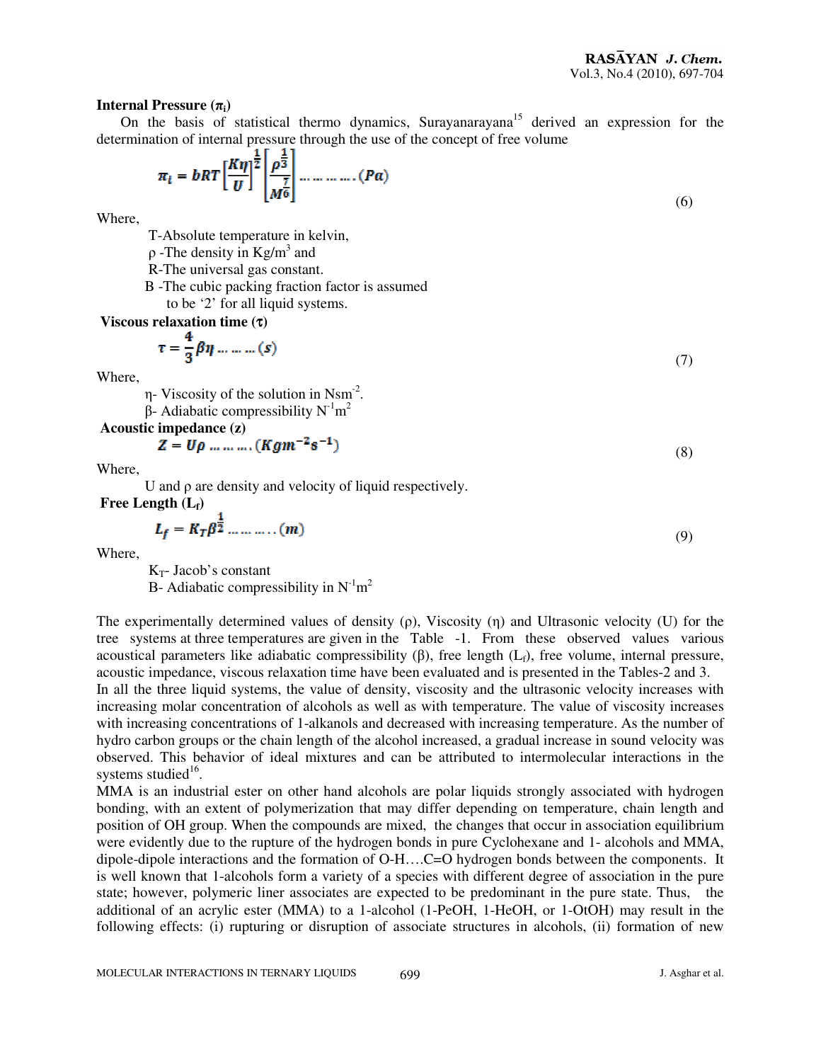**Internal Pressure ($\pi_i$)**

On the basis of statistical thermo dynamics, Surayanarayana[15] derived an expression for the determination of internal pressure through the use of the concept of free volume

$$\pi_i = bRT\left[\frac{K\eta}{U}\right]^{\frac{1}{2}}\left[\frac{\rho^{\frac{2}{3}}}{M^{\frac{7}{6}}}\right] \ldots\ldots\ldots (Pa) \qquad (6)$$

Where,

T-Absolute temperature in kelvin,
ρ -The density in Kg/m$^3$ and
R-The universal gas constant.
B -The cubic packing fraction factor is assumed to be '2' for all liquid systems.

**Viscous relaxation time (τ)**

$$\tau = \frac{4}{3}\beta\eta \ldots\ldots (s) \qquad (7)$$

Where,

η- Viscosity of the solution in Nsm$^{-2}$.
β- Adiabatic compressibility N$^{-1}$m$^2$

**Acoustic impedance (z)**

$$Z = U\rho \ldots\ldots\ldots (Kgm^{-2}s^{-1}) \qquad (8)$$

Where,

U and ρ are density and velocity of liquid respectively.

**Free Length ($L_f$)**

$$L_f = K_T\beta^{\frac{1}{2}} \ldots\ldots\ldots (m) \qquad (9)$$

Where,

$K_T$- Jacob's constant
B- Adiabatic compressibility in N$^{-1}$m$^2$

The experimentally determined values of density (ρ), Viscosity (η) and Ultrasonic velocity (U) for the tree systems at three temperatures are given in the Table -1. From these observed values various acoustical parameters like adiabatic compressibility (β), free length ($L_f$), free volume, internal pressure, acoustic impedance, viscous relaxation time have been evaluated and is presented in the Tables-2 and 3.

In all the three liquid systems, the value of density, viscosity and the ultrasonic velocity increases with increasing molar concentration of alcohols as well as with temperature. The value of viscosity increases with increasing concentrations of 1-alkanols and decreased with increasing temperature. As the number of hydro carbon groups or the chain length of the alcohol increased, a gradual increase in sound velocity was observed. This behavior of ideal mixtures and can be attributed to intermolecular interactions in the systems studied[16].

MMA is an industrial ester on other hand alcohols are polar liquids strongly associated with hydrogen bonding, with an extent of polymerization that may differ depending on temperature, chain length and position of OH group. When the compounds are mixed, the changes that occur in association equilibrium were evidently due to the rupture of the hydrogen bonds in pure Cyclohexane and 1- alcohols and MMA, dipole-dipole interactions and the formation of O-H….C=O hydrogen bonds between the components. It is well known that 1-alcohols form a variety of a species with different degree of association in the pure state; however, polymeric liner associates are expected to be predominant in the pure state. Thus, the additional of an acrylic ester (MMA) to a 1-alcohol (1-PeOH, 1-HeOH, or 1-OtOH) may result in the following effects: (i) rupturing or disruption of associate structures in alcohols, (ii) formation of new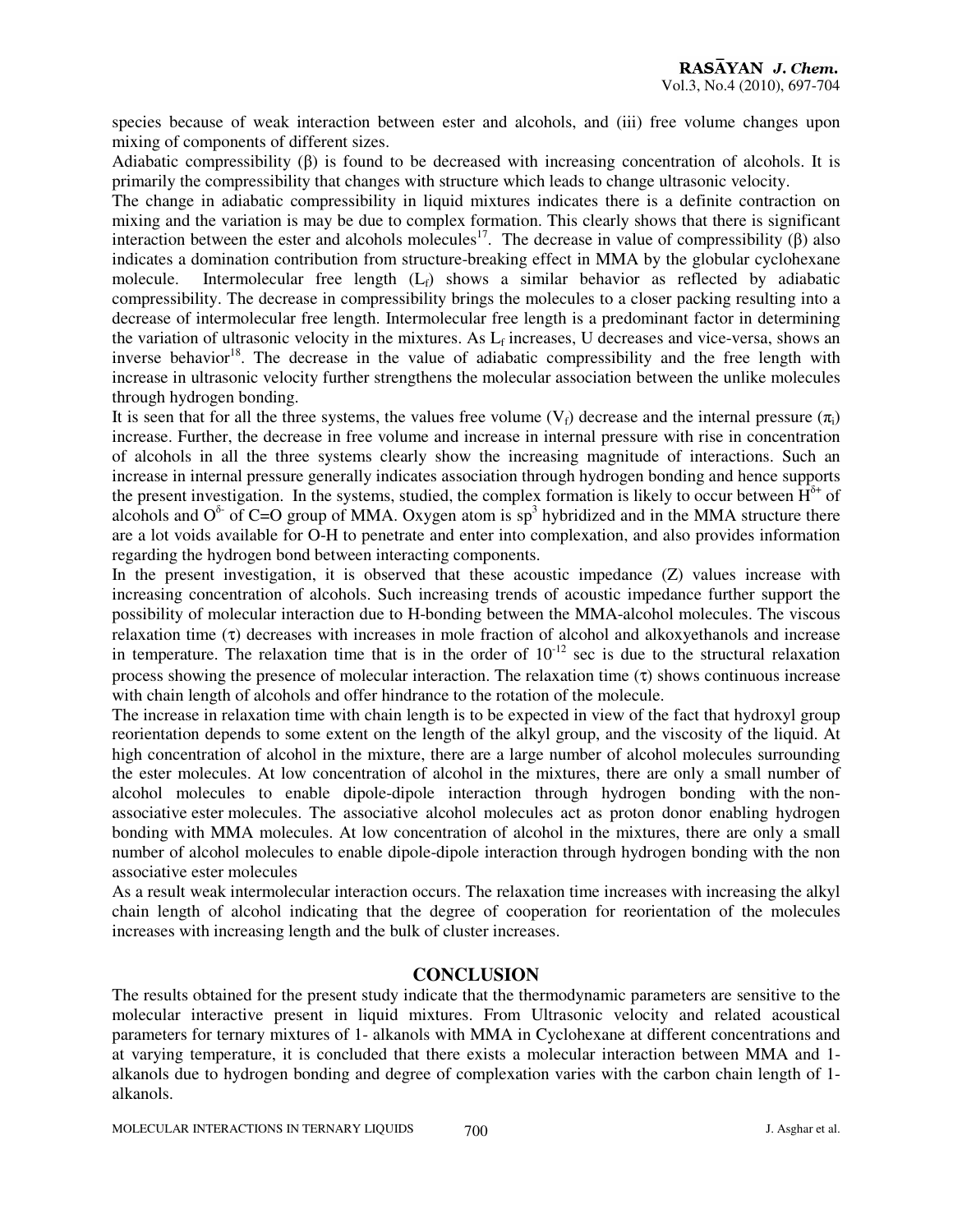species because of weak interaction between ester and alcohols, and (iii) free volume changes upon mixing of components of different sizes.

Adiabatic compressibility (β) is found to be decreased with increasing concentration of alcohols. It is primarily the compressibility that changes with structure which leads to change ultrasonic velocity.

The change in adiabatic compressibility in liquid mixtures indicates there is a definite contraction on mixing and the variation is may be due to complex formation. This clearly shows that there is significant interaction between the ester and alcohols molecules[17]. The decrease in value of compressibility (β) also indicates a domination contribution from structure-breaking effect in MMA by the globular cyclohexane molecule. Intermolecular free length ($L_f$) shows a similar behavior as reflected by adiabatic compressibility. The decrease in compressibility brings the molecules to a closer packing resulting into a decrease of intermolecular free length. Intermolecular free length is a predominant factor in determining the variation of ultrasonic velocity in the mixtures. As $L_f$ increases, U decreases and vice-versa, shows an inverse behavior[18]. The decrease in the value of adiabatic compressibility and the free length with increase in ultrasonic velocity further strengthens the molecular association between the unlike molecules through hydrogen bonding.

It is seen that for all the three systems, the values free volume ($V_f$) decrease and the internal pressure ($\pi_i$) increase. Further, the decrease in free volume and increase in internal pressure with rise in concentration of alcohols in all the three systems clearly show the increasing magnitude of interactions. Such an increase in internal pressure generally indicates association through hydrogen bonding and hence supports the present investigation. In the systems, studied, the complex formation is likely to occur between $H^{\delta+}$ of alcohols and $O^{\delta-}$ of C=O group of MMA. Oxygen atom is $sp^3$ hybridized and in the MMA structure there are a lot voids available for O-H to penetrate and enter into complexation, and also provides information regarding the hydrogen bond between interacting components.

In the present investigation, it is observed that these acoustic impedance (Z) values increase with increasing concentration of alcohols. Such increasing trends of acoustic impedance further support the possibility of molecular interaction due to H-bonding between the MMA-alcohol molecules. The viscous relaxation time (τ) decreases with increases in mole fraction of alcohol and alkoxyethanols and increase in temperature. The relaxation time that is in the order of $10^{-12}$ sec is due to the structural relaxation process showing the presence of molecular interaction. The relaxation time (τ) shows continuous increase with chain length of alcohols and offer hindrance to the rotation of the molecule.

The increase in relaxation time with chain length is to be expected in view of the fact that hydroxyl group reorientation depends to some extent on the length of the alkyl group, and the viscosity of the liquid. At high concentration of alcohol in the mixture, there are a large number of alcohol molecules surrounding the ester molecules. At low concentration of alcohol in the mixtures, there are only a small number of alcohol molecules to enable dipole-dipole interaction through hydrogen bonding with the non-associative ester molecules. The associative alcohol molecules act as proton donor enabling hydrogen bonding with MMA molecules. At low concentration of alcohol in the mixtures, there are only a small number of alcohol molecules to enable dipole-dipole interaction through hydrogen bonding with the non associative ester molecules

As a result weak intermolecular interaction occurs. The relaxation time increases with increasing the alkyl chain length of alcohol indicating that the degree of cooperation for reorientation of the molecules increases with increasing length and the bulk of cluster increases.

## CONCLUSION

The results obtained for the present study indicate that the thermodynamic parameters are sensitive to the molecular interactive present in liquid mixtures. From Ultrasonic velocity and related acoustical parameters for ternary mixtures of 1- alkanols with MMA in Cyclohexane at different concentrations and at varying temperature, it is concluded that there exists a molecular interaction between MMA and 1-alkanols due to hydrogen bonding and degree of complexation varies with the carbon chain length of 1-alkanols.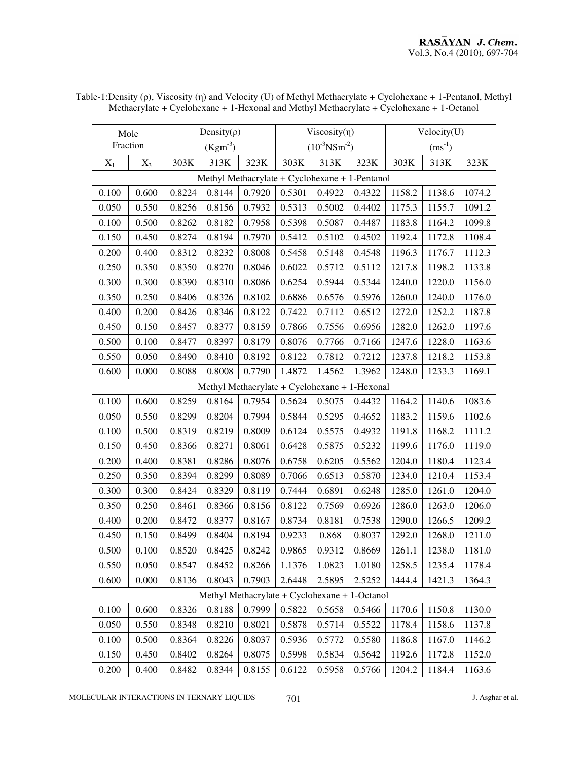Table-1:Density (ρ), Viscosity (η) and Velocity (U) of Methyl Methacrylate + Cyclohexane + 1-Pentanol, Methyl Methacrylate + Cyclohexane + 1-Hexonal and Methyl Methacrylate + Cyclohexane + 1-Octanol

| Mole Fraction | | Density(ρ) $(Kgm^{-3})$ | | | Viscosity(η) $(10^{-3}NSm^{-2})$ | | | Velocity(U) $(ms^{-1})$ | | |
|---|---|---|---|---|---|---|---|---|---|---|
| $X_1$ | $X_3$ | 303K | 313K | 323K | 303K | 313K | 323K | 303K | 313K | 323K |
| Methyl Methacrylate + Cyclohexane + 1-Pentanol | | | | | | | | | | |
| 0.100 | 0.600 | 0.8224 | 0.8144 | 0.7920 | 0.5301 | 0.4922 | 0.4322 | 1158.2 | 1138.6 | 1074.2 |
| 0.050 | 0.550 | 0.8256 | 0.8156 | 0.7932 | 0.5313 | 0.5002 | 0.4402 | 1175.3 | 1155.7 | 1091.2 |
| 0.100 | 0.500 | 0.8262 | 0.8182 | 0.7958 | 0.5398 | 0.5087 | 0.4487 | 1183.8 | 1164.2 | 1099.8 |
| 0.150 | 0.450 | 0.8274 | 0.8194 | 0.7970 | 0.5412 | 0.5102 | 0.4502 | 1192.4 | 1172.8 | 1108.4 |
| 0.200 | 0.400 | 0.8312 | 0.8232 | 0.8008 | 0.5458 | 0.5148 | 0.4548 | 1196.3 | 1176.7 | 1112.3 |
| 0.250 | 0.350 | 0.8350 | 0.8270 | 0.8046 | 0.6022 | 0.5712 | 0.5112 | 1217.8 | 1198.2 | 1133.8 |
| 0.300 | 0.300 | 0.8390 | 0.8310 | 0.8086 | 0.6254 | 0.5944 | 0.5344 | 1240.0 | 1220.0 | 1156.0 |
| 0.350 | 0.250 | 0.8406 | 0.8326 | 0.8102 | 0.6886 | 0.6576 | 0.5976 | 1260.0 | 1240.0 | 1176.0 |
| 0.400 | 0.200 | 0.8426 | 0.8346 | 0.8122 | 0.7422 | 0.7112 | 0.6512 | 1272.0 | 1252.2 | 1187.8 |
| 0.450 | 0.150 | 0.8457 | 0.8377 | 0.8159 | 0.7866 | 0.7556 | 0.6956 | 1282.0 | 1262.0 | 1197.6 |
| 0.500 | 0.100 | 0.8477 | 0.8397 | 0.8179 | 0.8076 | 0.7766 | 0.7166 | 1247.6 | 1228.0 | 1163.6 |
| 0.550 | 0.050 | 0.8490 | 0.8410 | 0.8192 | 0.8122 | 0.7812 | 0.7212 | 1237.8 | 1218.2 | 1153.8 |
| 0.600 | 0.000 | 0.8088 | 0.8008 | 0.7790 | 1.4872 | 1.4562 | 1.3962 | 1248.0 | 1233.3 | 1169.1 |
| Methyl Methacrylate + Cyclohexane + 1-Hexonal | | | | | | | | | | |
| 0.100 | 0.600 | 0.8259 | 0.8164 | 0.7954 | 0.5624 | 0.5075 | 0.4432 | 1164.2 | 1140.6 | 1083.6 |
| 0.050 | 0.550 | 0.8299 | 0.8204 | 0.7994 | 0.5844 | 0.5295 | 0.4652 | 1183.2 | 1159.6 | 1102.6 |
| 0.100 | 0.500 | 0.8319 | 0.8219 | 0.8009 | 0.6124 | 0.5575 | 0.4932 | 1191.8 | 1168.2 | 1111.2 |
| 0.150 | 0.450 | 0.8366 | 0.8271 | 0.8061 | 0.6428 | 0.5875 | 0.5232 | 1199.6 | 1176.0 | 1119.0 |
| 0.200 | 0.400 | 0.8381 | 0.8286 | 0.8076 | 0.6758 | 0.6205 | 0.5562 | 1204.0 | 1180.4 | 1123.4 |
| 0.250 | 0.350 | 0.8394 | 0.8299 | 0.8089 | 0.7066 | 0.6513 | 0.5870 | 1234.0 | 1210.4 | 1153.4 |
| 0.300 | 0.300 | 0.8424 | 0.8329 | 0.8119 | 0.7444 | 0.6891 | 0.6248 | 1285.0 | 1261.0 | 1204.0 |
| 0.350 | 0.250 | 0.8461 | 0.8366 | 0.8156 | 0.8122 | 0.7569 | 0.6926 | 1286.0 | 1263.0 | 1206.0 |
| 0.400 | 0.200 | 0.8472 | 0.8377 | 0.8167 | 0.8734 | 0.8181 | 0.7538 | 1290.0 | 1266.5 | 1209.2 |
| 0.450 | 0.150 | 0.8499 | 0.8404 | 0.8194 | 0.9233 | 0.868 | 0.8037 | 1292.0 | 1268.0 | 1211.0 |
| 0.500 | 0.100 | 0.8520 | 0.8425 | 0.8242 | 0.9865 | 0.9312 | 0.8669 | 1261.1 | 1238.0 | 1181.0 |
| 0.550 | 0.050 | 0.8547 | 0.8452 | 0.8266 | 1.1376 | 1.0823 | 1.0180 | 1258.5 | 1235.4 | 1178.4 |
| 0.600 | 0.000 | 0.8136 | 0.8043 | 0.7903 | 2.6448 | 2.5895 | 2.5252 | 1444.4 | 1421.3 | 1364.3 |
| Methyl Methacrylate + Cyclohexane + 1-Octanol | | | | | | | | | | |
| 0.100 | 0.600 | 0.8326 | 0.8188 | 0.7999 | 0.5822 | 0.5658 | 0.5466 | 1170.6 | 1150.8 | 1130.0 |
| 0.050 | 0.550 | 0.8348 | 0.8210 | 0.8021 | 0.5878 | 0.5714 | 0.5522 | 1178.4 | 1158.6 | 1137.8 |
| 0.100 | 0.500 | 0.8364 | 0.8226 | 0.8037 | 0.5936 | 0.5772 | 0.5580 | 1186.8 | 1167.0 | 1146.2 |
| 0.150 | 0.450 | 0.8402 | 0.8264 | 0.8075 | 0.5998 | 0.5834 | 0.5642 | 1192.6 | 1172.8 | 1152.0 |
| 0.200 | 0.400 | 0.8482 | 0.8344 | 0.8155 | 0.6122 | 0.5958 | 0.5766 | 1204.2 | 1184.4 | 1163.6 |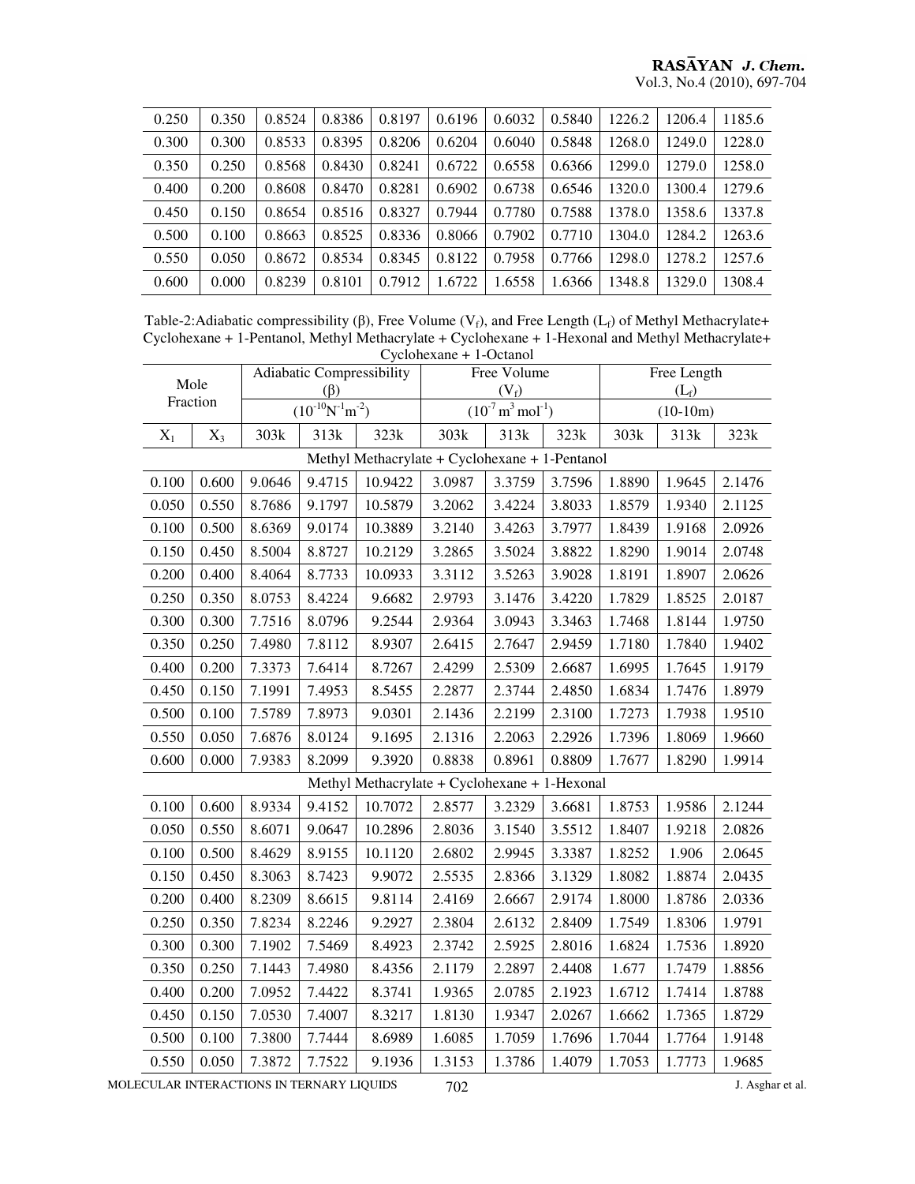| | | | | | | | | | | |
|---|---|---|---|---|---|---|---|---|---|---|
| 0.250 | 0.350 | 0.8524 | 0.8386 | 0.8197 | 0.6196 | 0.6032 | 0.5840 | 1226.2 | 1206.4 | 1185.6 |
| 0.300 | 0.300 | 0.8533 | 0.8395 | 0.8206 | 0.6204 | 0.6040 | 0.5848 | 1268.0 | 1249.0 | 1228.0 |
| 0.350 | 0.250 | 0.8568 | 0.8430 | 0.8241 | 0.6722 | 0.6558 | 0.6366 | 1299.0 | 1279.0 | 1258.0 |
| 0.400 | 0.200 | 0.8608 | 0.8470 | 0.8281 | 0.6902 | 0.6738 | 0.6546 | 1320.0 | 1300.4 | 1279.6 |
| 0.450 | 0.150 | 0.8654 | 0.8516 | 0.8327 | 0.7944 | 0.7780 | 0.7588 | 1378.0 | 1358.6 | 1337.8 |
| 0.500 | 0.100 | 0.8663 | 0.8525 | 0.8336 | 0.8066 | 0.7902 | 0.7710 | 1304.0 | 1284.2 | 1263.6 |
| 0.550 | 0.050 | 0.8672 | 0.8534 | 0.8345 | 0.8122 | 0.7958 | 0.7766 | 1298.0 | 1278.2 | 1257.6 |
| 0.600 | 0.000 | 0.8239 | 0.8101 | 0.7912 | 1.6722 | 1.6558 | 1.6366 | 1348.8 | 1329.0 | 1308.4 |

Table-2: Adiabatic compressibility (β), Free Volume ($V_f$), and Free Length ($L_f$) of Methyl Methacrylate+ Cyclohexane + 1-Pentanol, Methyl Methacrylate + Cyclohexane + 1-Hexonal and Methyl Methacrylate+ Cyclohexane + 1-Octanol

| Mole Fraction | | Adiabatic Compressibility (β) $(10^{-10}N^{-1}m^{-2})$ | | | Free Volume ($V_f$) $(10^{-7}m^3 mol^{-1})$ | | | Free Length ($L_f$) (10-10m) | | |
|---|---|---|---|---|---|---|---|---|---|---|
| $X_1$ | $X_3$ | 303k | 313k | 323k | 303k | 313k | 323k | 303k | 313k | 323k |
| Methyl Methacrylate + Cyclohexane + 1-Pentanol | | | | | | | | | | |
| 0.100 | 0.600 | 9.0646 | 9.4715 | 10.9422 | 3.0987 | 3.3759 | 3.7596 | 1.8890 | 1.9645 | 2.1476 |
| 0.050 | 0.550 | 8.7686 | 9.1797 | 10.5879 | 3.2062 | 3.4224 | 3.8033 | 1.8579 | 1.9340 | 2.1125 |
| 0.100 | 0.500 | 8.6369 | 9.0174 | 10.3889 | 3.2140 | 3.4263 | 3.7977 | 1.8439 | 1.9168 | 2.0926 |
| 0.150 | 0.450 | 8.5004 | 8.8727 | 10.2129 | 3.2865 | 3.5024 | 3.8822 | 1.8290 | 1.9014 | 2.0748 |
| 0.200 | 0.400 | 8.4064 | 8.7733 | 10.0933 | 3.3112 | 3.5263 | 3.9028 | 1.8191 | 1.8907 | 2.0626 |
| 0.250 | 0.350 | 8.0753 | 8.4224 | 9.6682 | 2.9793 | 3.1476 | 3.4220 | 1.7829 | 1.8525 | 2.0187 |
| 0.300 | 0.300 | 7.7516 | 8.0796 | 9.2544 | 2.9364 | 3.0943 | 3.3463 | 1.7468 | 1.8144 | 1.9750 |
| 0.350 | 0.250 | 7.4980 | 7.8112 | 8.9307 | 2.6415 | 2.7647 | 2.9459 | 1.7180 | 1.7840 | 1.9402 |
| 0.400 | 0.200 | 7.3373 | 7.6414 | 8.7267 | 2.4299 | 2.5309 | 2.6687 | 1.6995 | 1.7645 | 1.9179 |
| 0.450 | 0.150 | 7.1991 | 7.4953 | 8.5455 | 2.2877 | 2.3744 | 2.4850 | 1.6834 | 1.7476 | 1.8979 |
| 0.500 | 0.100 | 7.5789 | 7.8973 | 9.0301 | 2.1436 | 2.2199 | 2.3100 | 1.7273 | 1.7938 | 1.9510 |
| 0.550 | 0.050 | 7.6876 | 8.0124 | 9.1695 | 2.1316 | 2.2063 | 2.2926 | 1.7396 | 1.8069 | 1.9660 |
| 0.600 | 0.000 | 7.9383 | 8.2099 | 9.3920 | 0.8838 | 0.8961 | 0.8809 | 1.7677 | 1.8290 | 1.9914 |
| Methyl Methacrylate + Cyclohexane + 1-Hexonal | | | | | | | | | | |
| 0.100 | 0.600 | 8.9334 | 9.4152 | 10.7072 | 2.8577 | 3.2329 | 3.6681 | 1.8753 | 1.9586 | 2.1244 |
| 0.050 | 0.550 | 8.6071 | 9.0647 | 10.2896 | 2.8036 | 3.1540 | 3.5512 | 1.8407 | 1.9218 | 2.0826 |
| 0.100 | 0.500 | 8.4629 | 8.9155 | 10.1120 | 2.6802 | 2.9945 | 3.3387 | 1.8252 | 1.906 | 2.0645 |
| 0.150 | 0.450 | 8.3063 | 8.7423 | 9.9072 | 2.5535 | 2.8366 | 3.1329 | 1.8082 | 1.8874 | 2.0435 |
| 0.200 | 0.400 | 8.2309 | 8.6615 | 9.8114 | 2.4169 | 2.6667 | 2.9174 | 1.8000 | 1.8786 | 2.0336 |
| 0.250 | 0.350 | 7.8234 | 8.2246 | 9.2927 | 2.3804 | 2.6132 | 2.8409 | 1.7549 | 1.8306 | 1.9791 |
| 0.300 | 0.300 | 7.1902 | 7.5469 | 8.4923 | 2.3742 | 2.5925 | 2.8016 | 1.6824 | 1.7536 | 1.8920 |
| 0.350 | 0.250 | 7.1443 | 7.4980 | 8.4356 | 2.1179 | 2.2897 | 2.4408 | 1.677 | 1.7479 | 1.8856 |
| 0.400 | 0.200 | 7.0952 | 7.4422 | 8.3741 | 1.9365 | 2.0785 | 2.1923 | 1.6712 | 1.7414 | 1.8788 |
| 0.450 | 0.150 | 7.0530 | 7.4007 | 8.3217 | 1.8130 | 1.9347 | 2.0267 | 1.6662 | 1.7365 | 1.8729 |
| 0.500 | 0.100 | 7.3800 | 7.7444 | 8.6989 | 1.6085 | 1.7059 | 1.7696 | 1.7044 | 1.7764 | 1.9148 |
| 0.550 | 0.050 | 7.3872 | 7.7522 | 9.1936 | 1.3153 | 1.3786 | 1.4079 | 1.7053 | 1.7773 | 1.9685 |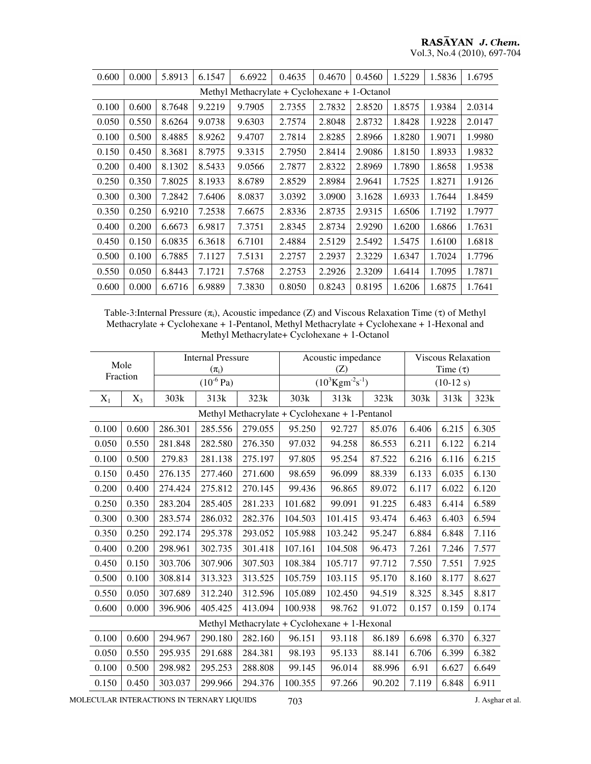| 0.600 | 0.000 | 5.8913 | 6.1547 | 6.6922 | 0.4635 | 0.4670 | 0.4560 | 1.5229 | 1.5836 | 1.6795 |
|---|---|---|---|---|---|---|---|---|---|---|
| Methyl Methacrylate + Cyclohexane + 1-Octanol | | | | | | | | | | |
| 0.100 | 0.600 | 8.7648 | 9.2219 | 9.7905 | 2.7355 | 2.7832 | 2.8520 | 1.8575 | 1.9384 | 2.0314 |
| 0.050 | 0.550 | 8.6264 | 9.0738 | 9.6303 | 2.7574 | 2.8048 | 2.8732 | 1.8428 | 1.9228 | 2.0147 |
| 0.100 | 0.500 | 8.4885 | 8.9262 | 9.4707 | 2.7814 | 2.8285 | 2.8966 | 1.8280 | 1.9071 | 1.9980 |
| 0.150 | 0.450 | 8.3681 | 8.7975 | 9.3315 | 2.7950 | 2.8414 | 2.9086 | 1.8150 | 1.8933 | 1.9832 |
| 0.200 | 0.400 | 8.1302 | 8.5433 | 9.0566 | 2.7877 | 2.8322 | 2.8969 | 1.7890 | 1.8658 | 1.9538 |
| 0.250 | 0.350 | 7.8025 | 8.1933 | 8.6789 | 2.8529 | 2.8984 | 2.9641 | 1.7525 | 1.8271 | 1.9126 |
| 0.300 | 0.300 | 7.2842 | 7.6406 | 8.0837 | 3.0392 | 3.0900 | 3.1628 | 1.6933 | 1.7644 | 1.8459 |
| 0.350 | 0.250 | 6.9210 | 7.2538 | 7.6675 | 2.8336 | 2.8735 | 2.9315 | 1.6506 | 1.7192 | 1.7977 |
| 0.400 | 0.200 | 6.6673 | 6.9817 | 7.3751 | 2.8345 | 2.8734 | 2.9290 | 1.6200 | 1.6866 | 1.7631 |
| 0.450 | 0.150 | 6.0835 | 6.3618 | 6.7101 | 2.4884 | 2.5129 | 2.5492 | 1.5475 | 1.6100 | 1.6818 |
| 0.500 | 0.100 | 6.7885 | 7.1127 | 7.5131 | 2.2757 | 2.2937 | 2.3229 | 1.6347 | 1.7024 | 1.7796 |
| 0.550 | 0.050 | 6.8443 | 7.1721 | 7.5768 | 2.2753 | 2.2926 | 2.3209 | 1.6414 | 1.7095 | 1.7871 |
| 0.600 | 0.000 | 6.6716 | 6.9889 | 7.3830 | 0.8050 | 0.8243 | 0.8195 | 1.6206 | 1.6875 | 1.7641 |

Table-3: Internal Pressure ($\pi_i$), Acoustic impedance (Z) and Viscous Relaxation Time ($\tau$) of Methyl Methacrylate + Cyclohexane + 1-Pentanol, Methyl Methacrylate + Cyclohexane + 1-Hexonal and Methyl Methacrylate+ Cyclohexane + 1-Octanol

| Mole Fraction | | Internal Pressure ($\pi_i$) ($10^{-6}$ Pa) | | | Acoustic impedance (Z) ($10^3$Kgm$^{-2}$s$^{-1}$) | | | Viscous Relaxation Time ($\tau$) (10-12 s) | | |
|---|---|---|---|---|---|---|---|---|---|---|
| $X_1$ | $X_3$ | 303k | 313k | 323k | 303k | 313k | 323k | 303k | 313k | 323k |
| Methyl Methacrylate + Cyclohexane + 1-Pentanol | | | | | | | | | | |
| 0.100 | 0.600 | 286.301 | 285.556 | 279.055 | 95.250 | 92.727 | 85.076 | 6.406 | 6.215 | 6.305 |
| 0.050 | 0.550 | 281.848 | 282.580 | 276.350 | 97.032 | 94.258 | 86.553 | 6.211 | 6.122 | 6.214 |
| 0.100 | 0.500 | 279.83 | 281.138 | 275.197 | 97.805 | 95.254 | 87.522 | 6.216 | 6.116 | 6.215 |
| 0.150 | 0.450 | 276.135 | 277.460 | 271.600 | 98.659 | 96.099 | 88.339 | 6.133 | 6.035 | 6.130 |
| 0.200 | 0.400 | 274.424 | 275.812 | 270.145 | 99.436 | 96.865 | 89.072 | 6.117 | 6.022 | 6.120 |
| 0.250 | 0.350 | 283.204 | 285.405 | 281.233 | 101.682 | 99.091 | 91.225 | 6.483 | 6.414 | 6.589 |
| 0.300 | 0.300 | 283.574 | 286.032 | 282.376 | 104.503 | 101.415 | 93.474 | 6.463 | 6.403 | 6.594 |
| 0.350 | 0.250 | 292.174 | 295.378 | 293.052 | 105.988 | 103.242 | 95.247 | 6.884 | 6.848 | 7.116 |
| 0.400 | 0.200 | 298.961 | 302.735 | 301.418 | 107.161 | 104.508 | 96.473 | 7.261 | 7.246 | 7.577 |
| 0.450 | 0.150 | 303.706 | 307.906 | 307.503 | 108.384 | 105.717 | 97.712 | 7.550 | 7.551 | 7.925 |
| 0.500 | 0.100 | 308.814 | 313.323 | 313.525 | 105.759 | 103.115 | 95.170 | 8.160 | 8.177 | 8.627 |
| 0.550 | 0.050 | 307.689 | 312.240 | 312.596 | 105.089 | 102.450 | 94.519 | 8.325 | 8.345 | 8.817 |
| 0.600 | 0.000 | 396.906 | 405.425 | 413.094 | 100.938 | 98.762 | 91.072 | 0.157 | 0.159 | 0.174 |
| Methyl Methacrylate + Cyclohexane + 1-Hexonal | | | | | | | | | | |
| 0.100 | 0.600 | 294.967 | 290.180 | 282.160 | 96.151 | 93.118 | 86.189 | 6.698 | 6.370 | 6.327 |
| 0.050 | 0.550 | 295.935 | 291.688 | 284.381 | 98.193 | 95.133 | 88.141 | 6.706 | 6.399 | 6.382 |
| 0.100 | 0.500 | 298.982 | 295.253 | 288.808 | 99.145 | 96.014 | 88.996 | 6.91 | 6.627 | 6.649 |
| 0.150 | 0.450 | 303.037 | 299.966 | 294.376 | 100.355 | 97.266 | 90.202 | 7.119 | 6.848 | 6.911 |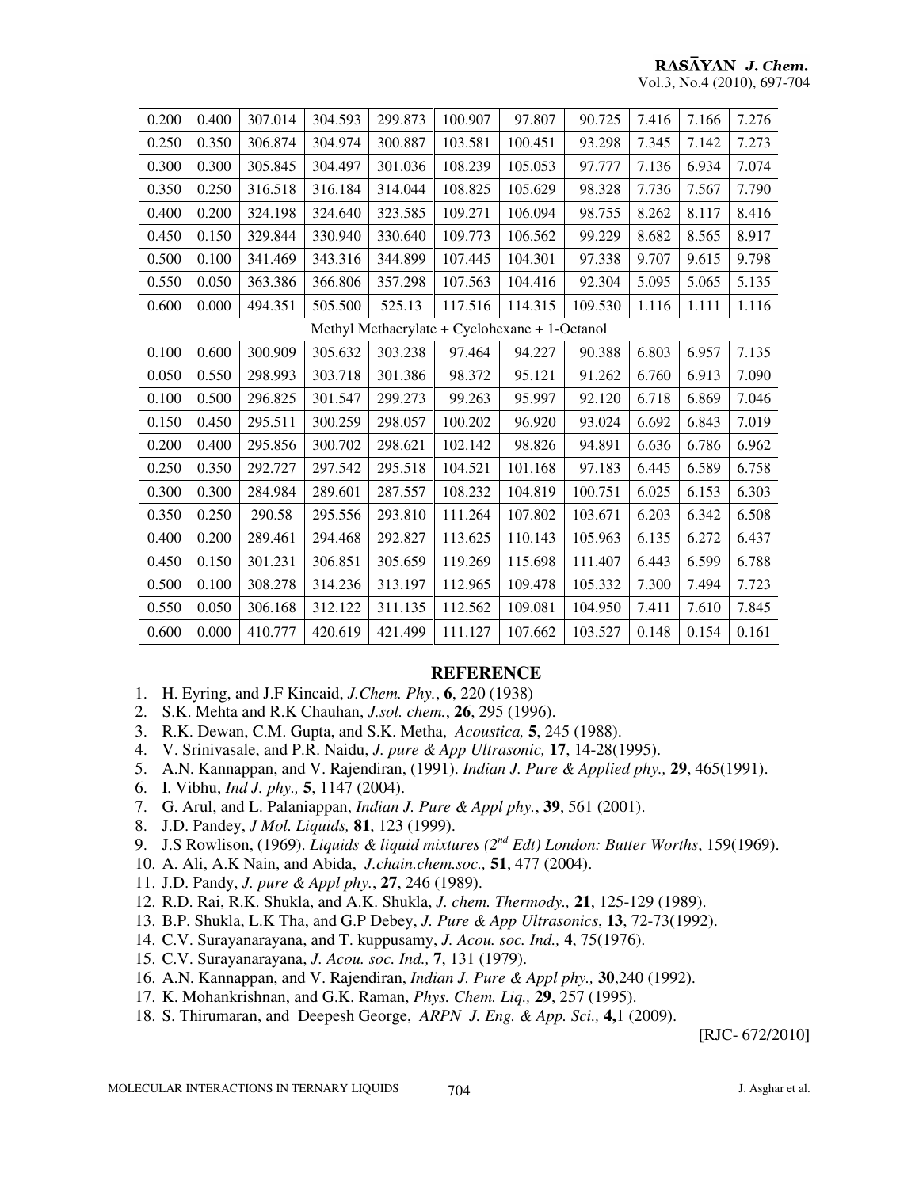| | | | | | | | | | | |
|---|---|---|---|---|---|---|---|---|---|---|
| 0.200 | 0.400 | 307.014 | 304.593 | 299.873 | 100.907 | 97.807 | 90.725 | 7.416 | 7.166 | 7.276 |
| 0.250 | 0.350 | 306.874 | 304.974 | 300.887 | 103.581 | 100.451 | 93.298 | 7.345 | 7.142 | 7.273 |
| 0.300 | 0.300 | 305.845 | 304.497 | 301.036 | 108.239 | 105.053 | 97.777 | 7.136 | 6.934 | 7.074 |
| 0.350 | 0.250 | 316.518 | 316.184 | 314.044 | 108.825 | 105.629 | 98.328 | 7.736 | 7.567 | 7.790 |
| 0.400 | 0.200 | 324.198 | 324.640 | 323.585 | 109.271 | 106.094 | 98.755 | 8.262 | 8.117 | 8.416 |
| 0.450 | 0.150 | 329.844 | 330.940 | 330.640 | 109.773 | 106.562 | 99.229 | 8.682 | 8.565 | 8.917 |
| 0.500 | 0.100 | 341.469 | 343.316 | 344.899 | 107.445 | 104.301 | 97.338 | 9.707 | 9.615 | 9.798 |
| 0.550 | 0.050 | 363.386 | 366.806 | 357.298 | 107.563 | 104.416 | 92.304 | 5.095 | 5.065 | 5.135 |
| 0.600 | 0.000 | 494.351 | 505.500 | 525.13 | 117.516 | 114.315 | 109.530 | 1.116 | 1.111 | 1.116 |
| Methyl Methacrylate + Cyclohexane + 1-Octanol | | | | | | | | | | |
| 0.100 | 0.600 | 300.909 | 305.632 | 303.238 | 97.464 | 94.227 | 90.388 | 6.803 | 6.957 | 7.135 |
| 0.050 | 0.550 | 298.993 | 303.718 | 301.386 | 98.372 | 95.121 | 91.262 | 6.760 | 6.913 | 7.090 |
| 0.100 | 0.500 | 296.825 | 301.547 | 299.273 | 99.263 | 95.997 | 92.120 | 6.718 | 6.869 | 7.046 |
| 0.150 | 0.450 | 295.511 | 300.259 | 298.057 | 100.202 | 96.920 | 93.024 | 6.692 | 6.843 | 7.019 |
| 0.200 | 0.400 | 295.856 | 300.702 | 298.621 | 102.142 | 98.826 | 94.891 | 6.636 | 6.786 | 6.962 |
| 0.250 | 0.350 | 292.727 | 297.542 | 295.518 | 104.521 | 101.168 | 97.183 | 6.445 | 6.589 | 6.758 |
| 0.300 | 0.300 | 284.984 | 289.601 | 287.557 | 108.232 | 104.819 | 100.751 | 6.025 | 6.153 | 6.303 |
| 0.350 | 0.250 | 290.58 | 295.556 | 293.810 | 111.264 | 107.802 | 103.671 | 6.203 | 6.342 | 6.508 |
| 0.400 | 0.200 | 289.461 | 294.468 | 292.827 | 113.625 | 110.143 | 105.963 | 6.135 | 6.272 | 6.437 |
| 0.450 | 0.150 | 301.231 | 306.851 | 305.659 | 119.269 | 115.698 | 111.407 | 6.443 | 6.599 | 6.788 |
| 0.500 | 0.100 | 308.278 | 314.236 | 313.197 | 112.965 | 109.478 | 105.332 | 7.300 | 7.494 | 7.723 |
| 0.550 | 0.050 | 306.168 | 312.122 | 311.135 | 112.562 | 109.081 | 104.950 | 7.411 | 7.610 | 7.845 |
| 0.600 | 0.000 | 410.777 | 420.619 | 421.499 | 111.127 | 107.662 | 103.527 | 0.148 | 0.154 | 0.161 |

## REFERENCE

1. H. Eyring, and J.F Kincaid, *J.Chem. Phy.*, **6**, 220 (1938)
2. S.K. Mehta and R.K Chauhan, *J.sol. chem.*, **26**, 295 (1996).
3. R.K. Dewan, C.M. Gupta, and S.K. Metha, *Acoustica,* **5**, 245 (1988).
4. V. Srinivasale, and P.R. Naidu, *J. pure & App Ultrasonic,* **17**, 14-28(1995).
5. A.N. Kannappan, and V. Rajendiran, (1991). *Indian J. Pure & Applied phy.,* **29**, 465(1991).
6. I. Vibhu, *Ind J. phy.,* **5**, 1147 (2004).
7. G. Arul, and L. Palaniappan, *Indian J. Pure & Appl phy.*, **39**, 561 (2001).
8. J.D. Pandey, *J Mol. Liquids,* **81**, 123 (1999).
9. J.S Rowlison, (1969). *Liquids & liquid mixtures (2nd Edt) London: Butter Worths*, 159(1969).
10. A. Ali, A.K Nain, and Abida, *J.chain.chem.soc.,* **51**, 477 (2004).
11. J.D. Pandy, *J. pure & Appl phy.*, **27**, 246 (1989).
12. R.D. Rai, R.K. Shukla, and A.K. Shukla, *J. chem. Thermody.,* **21**, 125-129 (1989).
13. B.P. Shukla, L.K Tha, and G.P Debey, *J. Pure & App Ultrasonics*, **13**, 72-73(1992).
14. C.V. Surayanarayana, and T. kuppusamy, *J. Acou. soc. Ind.,* **4**, 75(1976).
15. C.V. Surayanarayana, *J. Acou. soc. Ind.,* **7**, 131 (1979).
16. A.N. Kannappan, and V. Rajendiran, *Indian J. Pure & Appl phy.,* **30**,240 (1992).
17. K. Mohankrishnan, and G.K. Raman, *Phys. Chem. Liq.,* **29**, 257 (1995).
18. S. Thirumaran, and Deepesh George, *ARPN J. Eng. & App. Sci.,* **4,**1 (2009).

[RJC- 672/2010]